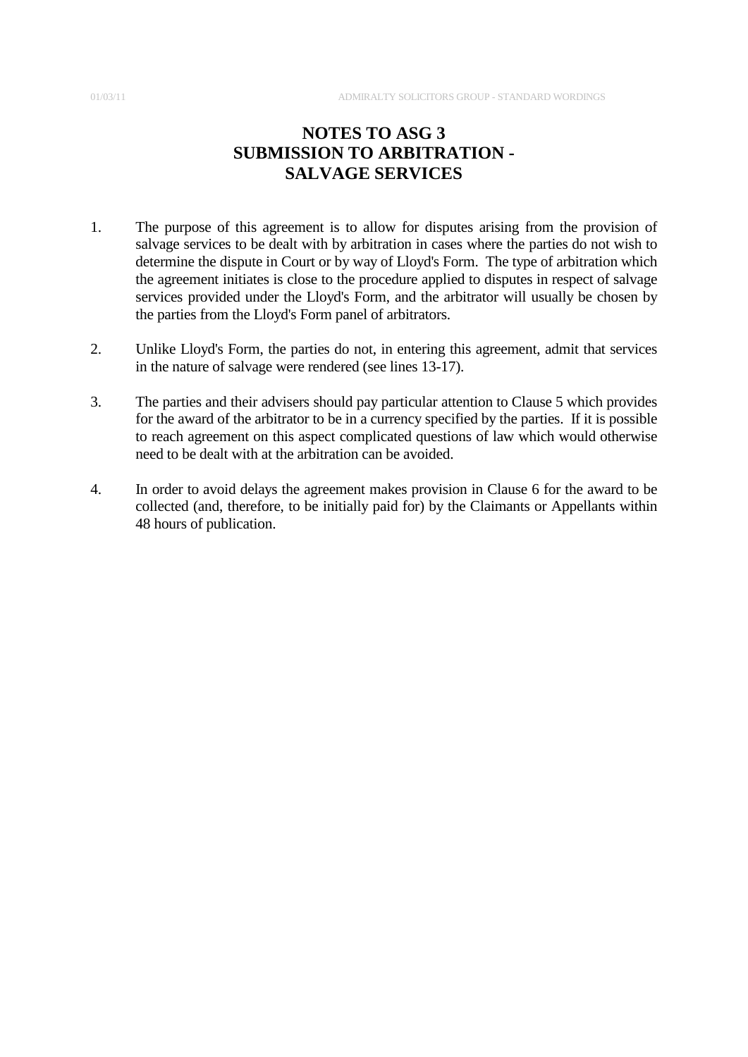# NOTES TO ASG 3
# SUBMISSION TO ARBITRATION - SALVAGE SERVICES

1. The purpose of this agreement is to allow for disputes arising from the provision of salvage services to be dealt with by arbitration in cases where the parties do not wish to determine the dispute in Court or by way of Lloyd's Form. The type of arbitration which the agreement initiates is close to the procedure applied to disputes in respect of salvage services provided under the Lloyd's Form, and the arbitrator will usually be chosen by the parties from the Lloyd's Form panel of arbitrators.

2. Unlike Lloyd's Form, the parties do not, in entering this agreement, admit that services in the nature of salvage were rendered (see lines 13-17).

3. The parties and their advisers should pay particular attention to Clause 5 which provides for the award of the arbitrator to be in a currency specified by the parties. If it is possible to reach agreement on this aspect complicated questions of law which would otherwise need to be dealt with at the arbitration can be avoided.

4. In order to avoid delays the agreement makes provision in Clause 6 for the award to be collected (and, therefore, to be initially paid for) by the Claimants or Appellants within 48 hours of publication.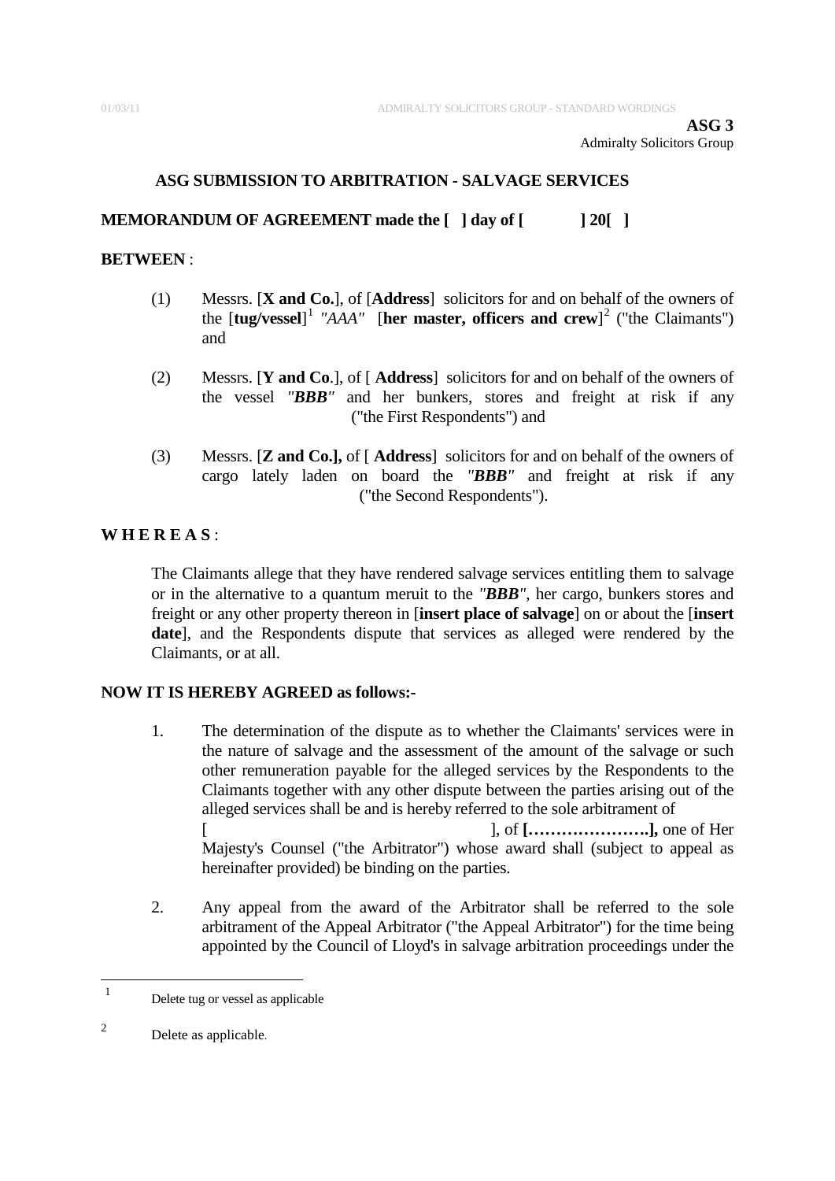**ASG 3**
Admiralty Solicitors Group

## ASG SUBMISSION TO ARBITRATION - SALVAGE SERVICES

**MEMORANDUM OF AGREEMENT made the [ ] day of [ ] 20[ ]**

**BETWEEN** :

(1) Messrs. [**X and Co.**], of [**Address**] solicitors for and on behalf of the owners of the [**tug/vessel**][1] *"AAA"* [**her master, officers and crew**][2] ("the Claimants") and

(2) Messrs. [**Y and Co**.], of [ **Address**] solicitors for and on behalf of the owners of the vessel ***"BBB"*** and her bunkers, stores and freight at risk if any ("the First Respondents") and

(3) Messrs. [**Z and Co.],** of [ **Address**] solicitors for and on behalf of the owners of cargo lately laden on board the ***"BBB"*** and freight at risk if any ("the Second Respondents").

**W H E R E A S** :

The Claimants allege that they have rendered salvage services entitling them to salvage or in the alternative to a quantum meruit to the ***"BBB"***, her cargo, bunkers stores and freight or any other property thereon in [**insert place of salvage**] on or about the [**insert date**], and the Respondents dispute that services as alleged were rendered by the Claimants, or at all.

**NOW IT IS HEREBY AGREED as follows:-**

1. The determination of the dispute as to whether the Claimants' services were in the nature of salvage and the assessment of the amount of the salvage or such other remuneration payable for the alleged services by the Respondents to the Claimants together with any other dispute between the parties arising out of the alleged services shall be and is hereby referred to the sole arbitrament of [ ], of **[………………….],** one of Her Majesty's Counsel ("the Arbitrator") whose award shall (subject to appeal as hereinafter provided) be binding on the parties.

2. Any appeal from the award of the Arbitrator shall be referred to the sole arbitrament of the Appeal Arbitrator ("the Appeal Arbitrator") for the time being appointed by the Council of Lloyd's in salvage arbitration proceedings under the

---

[1] Delete tug or vessel as applicable

[2] Delete as applicable.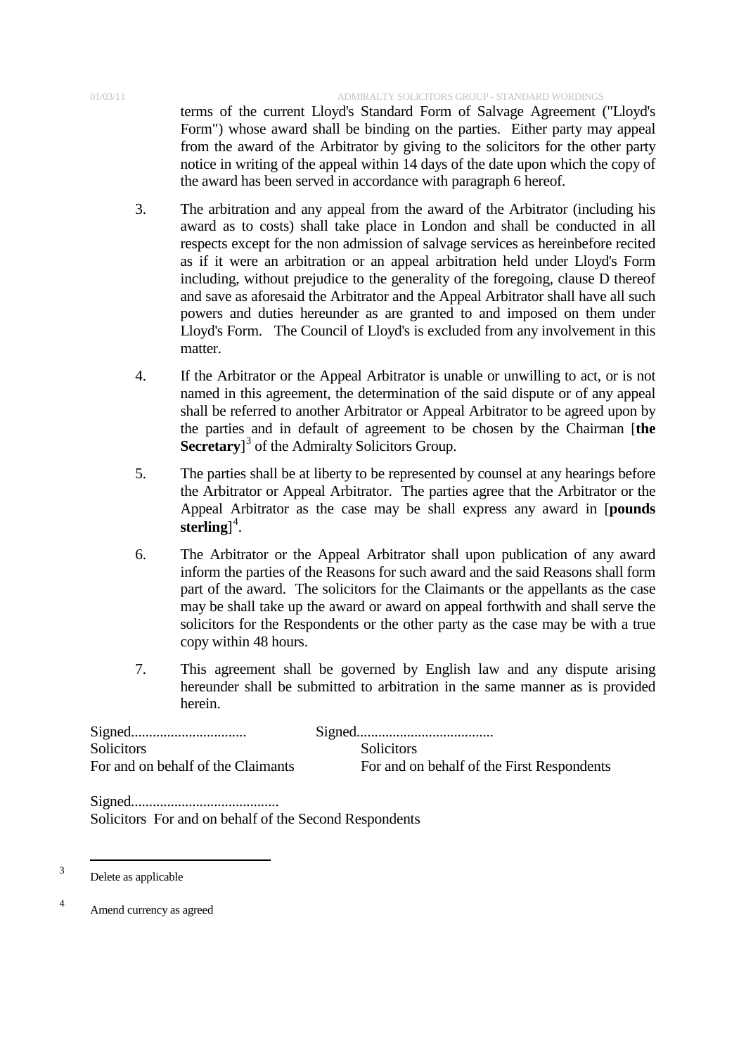terms of the current Lloyd's Standard Form of Salvage Agreement ("Lloyd's Form") whose award shall be binding on the parties. Either party may appeal from the award of the Arbitrator by giving to the solicitors for the other party notice in writing of the appeal within 14 days of the date upon which the copy of the award has been served in accordance with paragraph 6 hereof.

3. The arbitration and any appeal from the award of the Arbitrator (including his award as to costs) shall take place in London and shall be conducted in all respects except for the non admission of salvage services as hereinbefore recited as if it were an arbitration or an appeal arbitration held under Lloyd's Form including, without prejudice to the generality of the foregoing, clause D thereof and save as aforesaid the Arbitrator and the Appeal Arbitrator shall have all such powers and duties hereunder as are granted to and imposed on them under Lloyd's Form. The Council of Lloyd's is excluded from any involvement in this matter.

4. If the Arbitrator or the Appeal Arbitrator is unable or unwilling to act, or is not named in this agreement, the determination of the said dispute or of any appeal shall be referred to another Arbitrator or Appeal Arbitrator to be agreed upon by the parties and in default of agreement to be chosen by the Chairman [**the Secretary**][3] of the Admiralty Solicitors Group.

5. The parties shall be at liberty to be represented by counsel at any hearings before the Arbitrator or Appeal Arbitrator. The parties agree that the Arbitrator or the Appeal Arbitrator as the case may be shall express any award in [**pounds sterling**][4].

6. The Arbitrator or the Appeal Arbitrator shall upon publication of any award inform the parties of the Reasons for such award and the said Reasons shall form part of the award. The solicitors for the Claimants or the appellants as the case may be shall take up the award or award on appeal forthwith and shall serve the solicitors for the Respondents or the other party as the case may be with a true copy within 48 hours.

7. This agreement shall be governed by English law and any dispute arising hereunder shall be submitted to arbitration in the same manner as is provided herein.

Signed................................
Solicitors
For and on behalf of the Claimants

Signed......................................
Solicitors
For and on behalf of the First Respondents

Signed.........................................
Solicitors For and on behalf of the Second Respondents

---

[3] Delete as applicable

[4] Amend currency as agreed